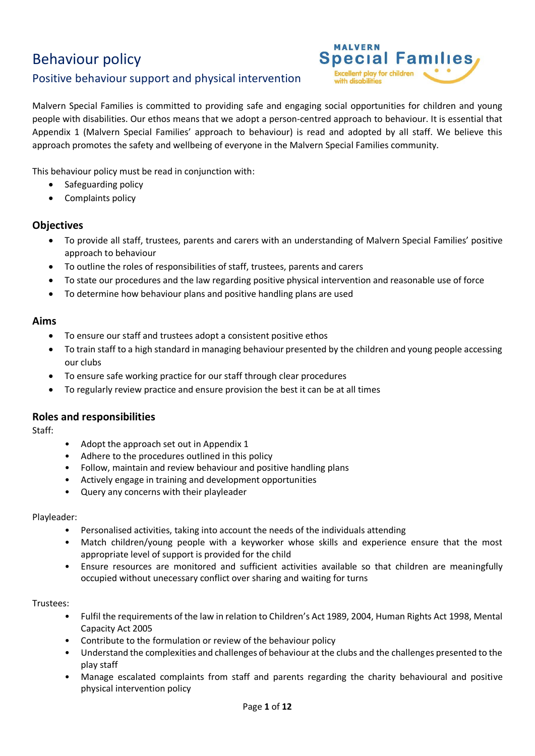# Behaviour policy

## Positive behaviour support and physical intervention

Malvern Special Families is committed to providing safe and engaging social opportunities for children and young people with disabilities. Our ethos means that we adopt a person-centred approach to behaviour. It is essential that Appendix 1 (Malvern Special Families' approach to behaviour) is read and adopted by all staff. We believe this approach promotes the safety and wellbeing of everyone in the Malvern Special Families community.

This behaviour policy must be read in conjunction with:

- Safeguarding policy
- Complaints policy

### Objectives

- To provide all staff, trustees, parents and carers with an understanding of Malvern Special Families' positive approach to behaviour
- To outline the roles of responsibilities of staff, trustees, parents and carers
- To state our procedures and the law regarding positive physical intervention and reasonable use of force
- To determine how behaviour plans and positive handling plans are used

### Aims

- To ensure our staff and trustees adopt a consistent positive ethos
- To train staff to a high standard in managing behaviour presented by the children and young people accessing our clubs
- To ensure safe working practice for our staff through clear procedures
- To regularly review practice and ensure provision the best it can be at all times

### Roles and responsibilities

Staff:

- Adopt the approach set out in Appendix 1
- Adhere to the procedures outlined in this policy
- Follow, maintain and review behaviour and positive handling plans
- Actively engage in training and development opportunities
- Query any concerns with their playleader

Playleader:

- Personalised activities, taking into account the needs of the individuals attending
- Match children/young people with a keyworker whose skills and experience ensure that the most appropriate level of support is provided for the child
- Ensure resources are monitored and sufficient activities available so that children are meaningfully occupied without unecessary conflict over sharing and waiting for turns

Trustees:

- Fulfil the requirements of the law in relation to Children's Act 1989, 2004, Human Rights Act 1998, Mental Capacity Act 2005
- Contribute to the formulation or review of the behaviour policy
- Understand the complexities and challenges of behaviour at the clubs and the challenges presented to the play staff
- Manage escalated complaints from staff and parents regarding the charity behavioural and positive physical intervention policy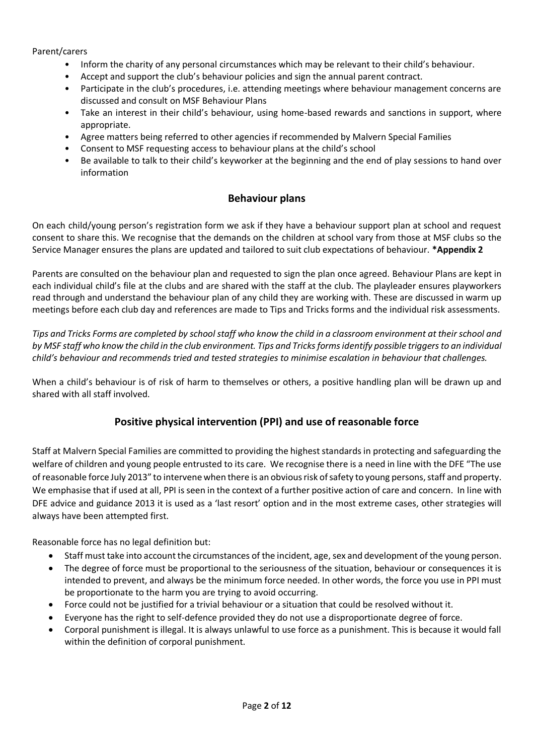Parent/carers

- Inform the charity of any personal circumstances which may be relevant to their child's behaviour.
- Accept and support the club's behaviour policies and sign the annual parent contract.
- Participate in the club's procedures, i.e. attending meetings where behaviour management concerns are discussed and consult on MSF Behaviour Plans
- Take an interest in their child's behaviour, using home-based rewards and sanctions in support, where appropriate.
- Agree matters being referred to other agencies if recommended by Malvern Special Families
- Consent to MSF requesting access to behaviour plans at the child's school
- Be available to talk to their child's keyworker at the beginning and the end of play sessions to hand over information

## Behaviour plans

On each child/young person's registration form we ask if they have a behaviour support plan at school and request consent to share this. We recognise that the demands on the children at school vary from those at MSF clubs so the Service Manager ensures the plans are updated and tailored to suit club expectations of behaviour. **\*Appendix 2**

Parents are consulted on the behaviour plan and requested to sign the plan once agreed. Behaviour Plans are kept in each individual child's file at the clubs and are shared with the staff at the club. The playleader ensures playworkers read through and understand the behaviour plan of any child they are working with. These are discussed in warm up meetings before each club day and references are made to Tips and Tricks forms and the individual risk assessments.

*Tips and Tricks Forms are completed by school staff who know the child in a classroom environment at their school and by MSF staff who know the child in the club environment. Tips and Tricks forms identify possible triggers to an individual child's behaviour and recommends tried and tested strategies to minimise escalation in behaviour that challenges.*

When a child's behaviour is of risk of harm to themselves or others, a positive handling plan will be drawn up and shared with all staff involved.

## Positive physical intervention (PPI) and use of reasonable force

Staff at Malvern Special Families are committed to providing the highest standards in protecting and safeguarding the welfare of children and young people entrusted to its care. We recognise there is a need in line with the DFE "The use of reasonable force July 2013" to intervene when there is an obvious risk of safety to young persons, staff and property. We emphasise that if used at all, PPI is seen in the context of a further positive action of care and concern. In line with DFE advice and guidance 2013 it is used as a 'last resort' option and in the most extreme cases, other strategies will always have been attempted first.

Reasonable force has no legal definition but:

- Staff must take into account the circumstances of the incident, age, sex and development of the young person.
- The degree of force must be proportional to the seriousness of the situation, behaviour or consequences it is intended to prevent, and always be the minimum force needed. In other words, the force you use in PPI must be proportionate to the harm you are trying to avoid occurring.
- Force could not be justified for a trivial behaviour or a situation that could be resolved without it.
- Everyone has the right to self-defence provided they do not use a disproportionate degree of force.
- Corporal punishment is illegal. It is always unlawful to use force as a punishment. This is because it would fall within the definition of corporal punishment.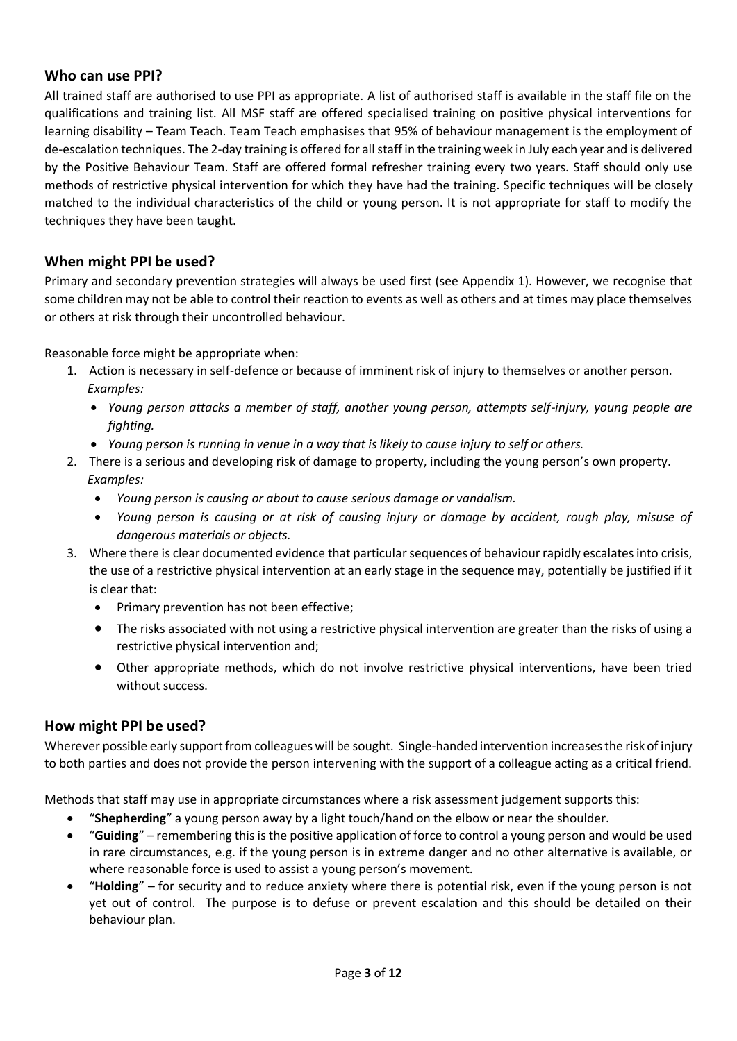## Who can use PPI?

All trained staff are authorised to use PPI as appropriate. A list of authorised staff is available in the staff file on the qualifications and training list. All MSF staff are offered specialised training on positive physical interventions for learning disability – Team Teach. Team Teach emphasises that 95% of behaviour management is the employment of de-escalation techniques. The 2-day training is offered for all staff in the training week in July each year and is delivered by the Positive Behaviour Team. Staff are offered formal refresher training every two years. Staff should only use methods of restrictive physical intervention for which they have had the training. Specific techniques will be closely matched to the individual characteristics of the child or young person. It is not appropriate for staff to modify the techniques they have been taught.

## When might PPI be used?

Primary and secondary prevention strategies will always be used first (see Appendix 1). However, we recognise that some children may not be able to control their reaction to events as well as others and at times may place themselves or others at risk through their uncontrolled behaviour.

Reasonable force might be appropriate when:

1. Action is necessary in self-defence or because of imminent risk of injury to themselves or another person.
   *Examples:*
   - *Young person attacks a member of staff, another young person, attempts self-injury, young people are fighting.*
   - *Young person is running in venue in a way that is likely to cause injury to self or others.*
2. There is a <u>serious</u> and developing risk of damage to property, including the young person's own property.
   *Examples:*
   - *Young person is causing or about to cause <u>serious</u> damage or vandalism.*
   - *Young person is causing or at risk of causing injury or damage by accident, rough play, misuse of dangerous materials or objects.*
3. Where there is clear documented evidence that particular sequences of behaviour rapidly escalates into crisis, the use of a restrictive physical intervention at an early stage in the sequence may, potentially be justified if it is clear that:
   - Primary prevention has not been effective;
   - The risks associated with not using a restrictive physical intervention are greater than the risks of using a restrictive physical intervention and;
   - Other appropriate methods, which do not involve restrictive physical interventions, have been tried without success.

## How might PPI be used?

Wherever possible early support from colleagues will be sought. Single-handed intervention increases the risk of injury to both parties and does not provide the person intervening with the support of a colleague acting as a critical friend.

Methods that staff may use in appropriate circumstances where a risk assessment judgement supports this:

- "**Shepherding**" a young person away by a light touch/hand on the elbow or near the shoulder.
- "**Guiding**" – remembering this is the positive application of force to control a young person and would be used in rare circumstances, e.g. if the young person is in extreme danger and no other alternative is available, or where reasonable force is used to assist a young person's movement.
- "**Holding**" – for security and to reduce anxiety where there is potential risk, even if the young person is not yet out of control. The purpose is to defuse or prevent escalation and this should be detailed on their behaviour plan.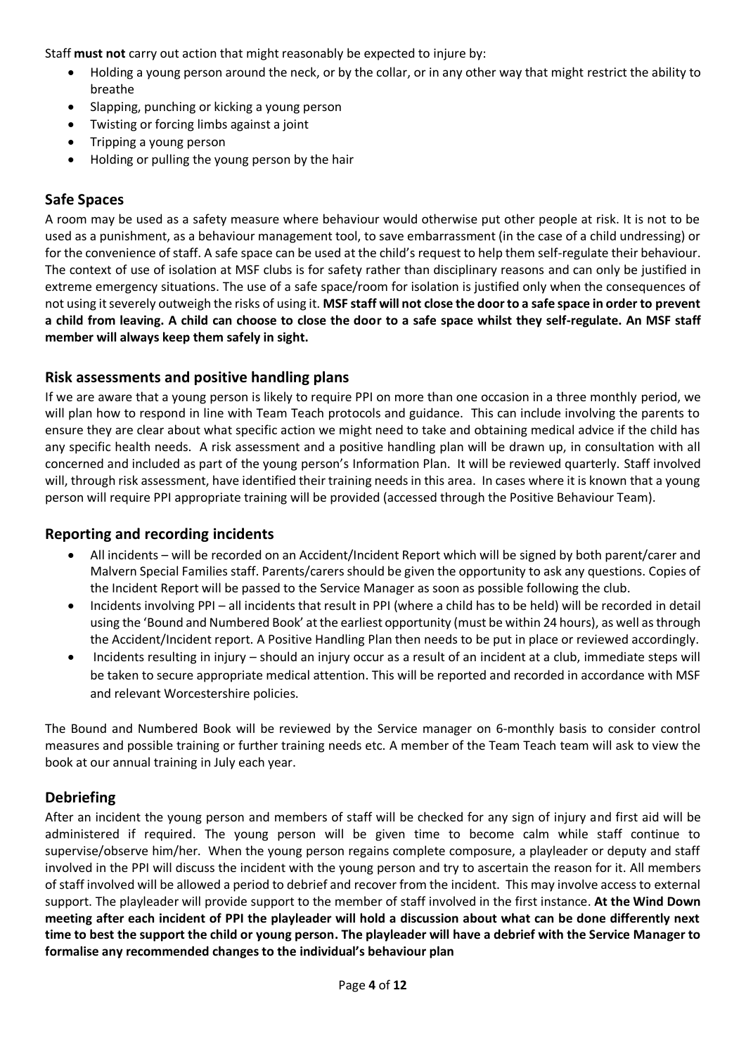Staff **must not** carry out action that might reasonably be expected to injure by:

- Holding a young person around the neck, or by the collar, or in any other way that might restrict the ability to breathe
- Slapping, punching or kicking a young person
- Twisting or forcing limbs against a joint
- Tripping a young person
- Holding or pulling the young person by the hair

## Safe Spaces

A room may be used as a safety measure where behaviour would otherwise put other people at risk. It is not to be used as a punishment, as a behaviour management tool, to save embarrassment (in the case of a child undressing) or for the convenience of staff. A safe space can be used at the child's request to help them self-regulate their behaviour. The context of use of isolation at MSF clubs is for safety rather than disciplinary reasons and can only be justified in extreme emergency situations. The use of a safe space/room for isolation is justified only when the consequences of not using it severely outweigh the risks of using it. **MSF staff will not close the door to a safe space in order to prevent a child from leaving. A child can choose to close the door to a safe space whilst they self-regulate. An MSF staff member will always keep them safely in sight.**

## Risk assessments and positive handling plans

If we are aware that a young person is likely to require PPI on more than one occasion in a three monthly period, we will plan how to respond in line with Team Teach protocols and guidance. This can include involving the parents to ensure they are clear about what specific action we might need to take and obtaining medical advice if the child has any specific health needs. A risk assessment and a positive handling plan will be drawn up, in consultation with all concerned and included as part of the young person's Information Plan. It will be reviewed quarterly. Staff involved will, through risk assessment, have identified their training needs in this area. In cases where it is known that a young person will require PPI appropriate training will be provided (accessed through the Positive Behaviour Team).

## Reporting and recording incidents

- All incidents – will be recorded on an Accident/Incident Report which will be signed by both parent/carer and Malvern Special Families staff. Parents/carers should be given the opportunity to ask any questions. Copies of the Incident Report will be passed to the Service Manager as soon as possible following the club.
- Incidents involving PPI – all incidents that result in PPI (where a child has to be held) will be recorded in detail using the 'Bound and Numbered Book' at the earliest opportunity (must be within 24 hours), as well as through the Accident/Incident report. A Positive Handling Plan then needs to be put in place or reviewed accordingly.
- Incidents resulting in injury – should an injury occur as a result of an incident at a club, immediate steps will be taken to secure appropriate medical attention. This will be reported and recorded in accordance with MSF and relevant Worcestershire policies.

The Bound and Numbered Book will be reviewed by the Service manager on 6-monthly basis to consider control measures and possible training or further training needs etc. A member of the Team Teach team will ask to view the book at our annual training in July each year.

## Debriefing

After an incident the young person and members of staff will be checked for any sign of injury and first aid will be administered if required. The young person will be given time to become calm while staff continue to supervise/observe him/her. When the young person regains complete composure, a playleader or deputy and staff involved in the PPI will discuss the incident with the young person and try to ascertain the reason for it. All members of staff involved will be allowed a period to debrief and recover from the incident. This may involve access to external support. The playleader will provide support to the member of staff involved in the first instance. **At the Wind Down meeting after each incident of PPI the playleader will hold a discussion about what can be done differently next time to best the support the child or young person. The playleader will have a debrief with the Service Manager to formalise any recommended changes to the individual's behaviour plan**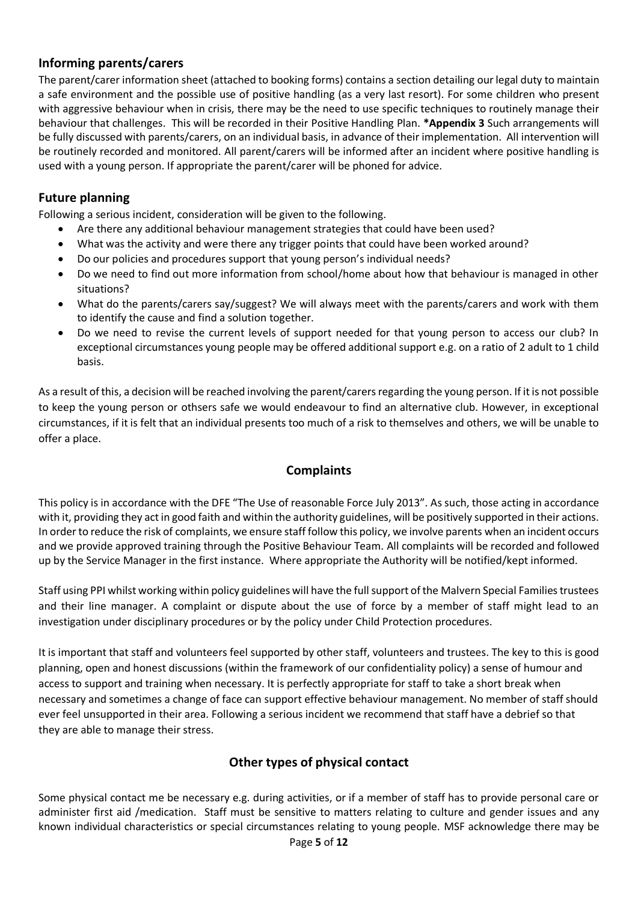## Informing parents/carers

The parent/carer information sheet (attached to booking forms) contains a section detailing our legal duty to maintain a safe environment and the possible use of positive handling (as a very last resort). For some children who present with aggressive behaviour when in crisis, there may be the need to use specific techniques to routinely manage their behaviour that challenges. This will be recorded in their Positive Handling Plan. **\*Appendix 3** Such arrangements will be fully discussed with parents/carers, on an individual basis, in advance of their implementation. All intervention will be routinely recorded and monitored. All parent/carers will be informed after an incident where positive handling is used with a young person. If appropriate the parent/carer will be phoned for advice.

## Future planning

Following a serious incident, consideration will be given to the following.

- Are there any additional behaviour management strategies that could have been used?
- What was the activity and were there any trigger points that could have been worked around?
- Do our policies and procedures support that young person's individual needs?
- Do we need to find out more information from school/home about how that behaviour is managed in other situations?
- What do the parents/carers say/suggest? We will always meet with the parents/carers and work with them to identify the cause and find a solution together.
- Do we need to revise the current levels of support needed for that young person to access our club? In exceptional circumstances young people may be offered additional support e.g. on a ratio of 2 adult to 1 child basis.

As a result of this, a decision will be reached involving the parent/carers regarding the young person. If it is not possible to keep the young person or othsers safe we would endeavour to find an alternative club. However, in exceptional circumstances, if it is felt that an individual presents too much of a risk to themselves and others, we will be unable to offer a place.

## Complaints

This policy is in accordance with the DFE "The Use of reasonable Force July 2013". As such, those acting in accordance with it, providing they act in good faith and within the authority guidelines, will be positively supported in their actions. In order to reduce the risk of complaints, we ensure staff follow this policy, we involve parents when an incident occurs and we provide approved training through the Positive Behaviour Team. All complaints will be recorded and followed up by the Service Manager in the first instance. Where appropriate the Authority will be notified/kept informed.

Staff using PPI whilst working within policy guidelines will have the full support of the Malvern Special Families trustees and their line manager. A complaint or dispute about the use of force by a member of staff might lead to an investigation under disciplinary procedures or by the policy under Child Protection procedures.

It is important that staff and volunteers feel supported by other staff, volunteers and trustees. The key to this is good planning, open and honest discussions (within the framework of our confidentiality policy) a sense of humour and access to support and training when necessary. It is perfectly appropriate for staff to take a short break when necessary and sometimes a change of face can support effective behaviour management. No member of staff should ever feel unsupported in their area. Following a serious incident we recommend that staff have a debrief so that they are able to manage their stress.

## Other types of physical contact

Some physical contact me be necessary e.g. during activities, or if a member of staff has to provide personal care or administer first aid /medication. Staff must be sensitive to matters relating to culture and gender issues and any known individual characteristics or special circumstances relating to young people. MSF acknowledge there may be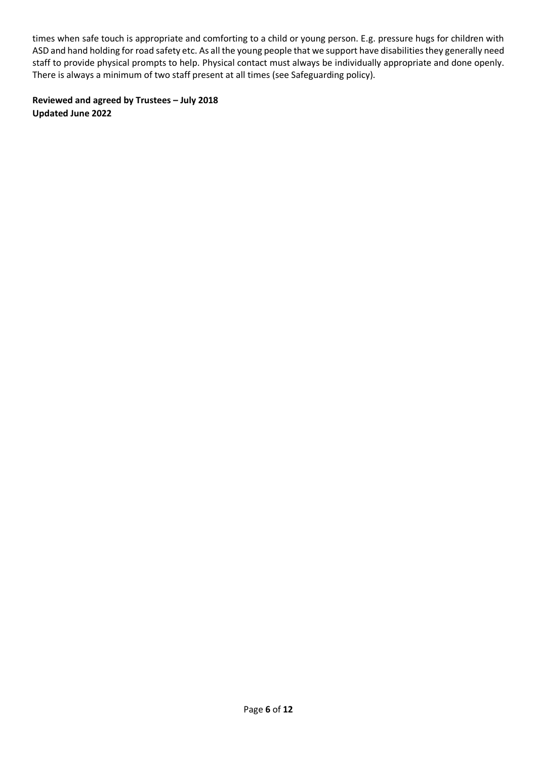times when safe touch is appropriate and comforting to a child or young person. E.g. pressure hugs for children with ASD and hand holding for road safety etc. As all the young people that we support have disabilities they generally need staff to provide physical prompts to help. Physical contact must always be individually appropriate and done openly. There is always a minimum of two staff present at all times (see Safeguarding policy).

**Reviewed and agreed by Trustees – July 2018**
**Updated June 2022**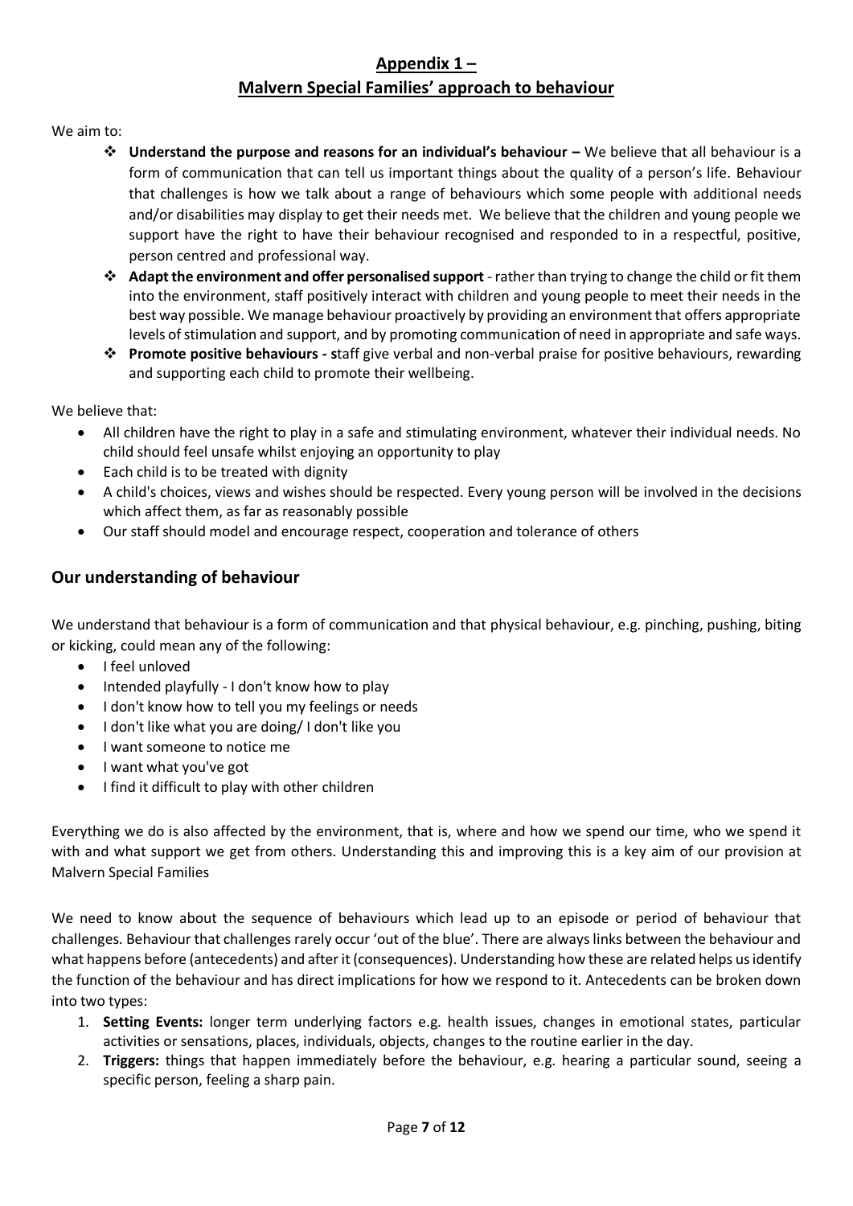## Appendix 1 –
## Malvern Special Families' approach to behaviour

We aim to:

- **Understand the purpose and reasons for an individual's behaviour –** We believe that all behaviour is a form of communication that can tell us important things about the quality of a person's life. Behaviour that challenges is how we talk about a range of behaviours which some people with additional needs and/or disabilities may display to get their needs met. We believe that the children and young people we support have the right to have their behaviour recognised and responded to in a respectful, positive, person centred and professional way.
- **Adapt the environment and offer personalised support** - rather than trying to change the child or fit them into the environment, staff positively interact with children and young people to meet their needs in the best way possible. We manage behaviour proactively by providing an environment that offers appropriate levels of stimulation and support, and by promoting communication of need in appropriate and safe ways.
- **Promote positive behaviours - s**taff give verbal and non-verbal praise for positive behaviours, rewarding and supporting each child to promote their wellbeing.

We believe that:

- All children have the right to play in a safe and stimulating environment, whatever their individual needs. No child should feel unsafe whilst enjoying an opportunity to play
- Each child is to be treated with dignity
- A child's choices, views and wishes should be respected. Every young person will be involved in the decisions which affect them, as far as reasonably possible
- Our staff should model and encourage respect, cooperation and tolerance of others

## Our understanding of behaviour

We understand that behaviour is a form of communication and that physical behaviour, e.g. pinching, pushing, biting or kicking, could mean any of the following:

- I feel unloved
- Intended playfully - I don't know how to play
- I don't know how to tell you my feelings or needs
- I don't like what you are doing/ I don't like you
- I want someone to notice me
- I want what you've got
- I find it difficult to play with other children

Everything we do is also affected by the environment, that is, where and how we spend our time, who we spend it with and what support we get from others. Understanding this and improving this is a key aim of our provision at Malvern Special Families

We need to know about the sequence of behaviours which lead up to an episode or period of behaviour that challenges. Behaviour that challenges rarely occur 'out of the blue'. There are always links between the behaviour and what happens before (antecedents) and after it (consequences). Understanding how these are related helps us identify the function of the behaviour and has direct implications for how we respond to it. Antecedents can be broken down into two types:

1. **Setting Events:** longer term underlying factors e.g. health issues, changes in emotional states, particular activities or sensations, places, individuals, objects, changes to the routine earlier in the day.
2. **Triggers:** things that happen immediately before the behaviour, e.g. hearing a particular sound, seeing a specific person, feeling a sharp pain.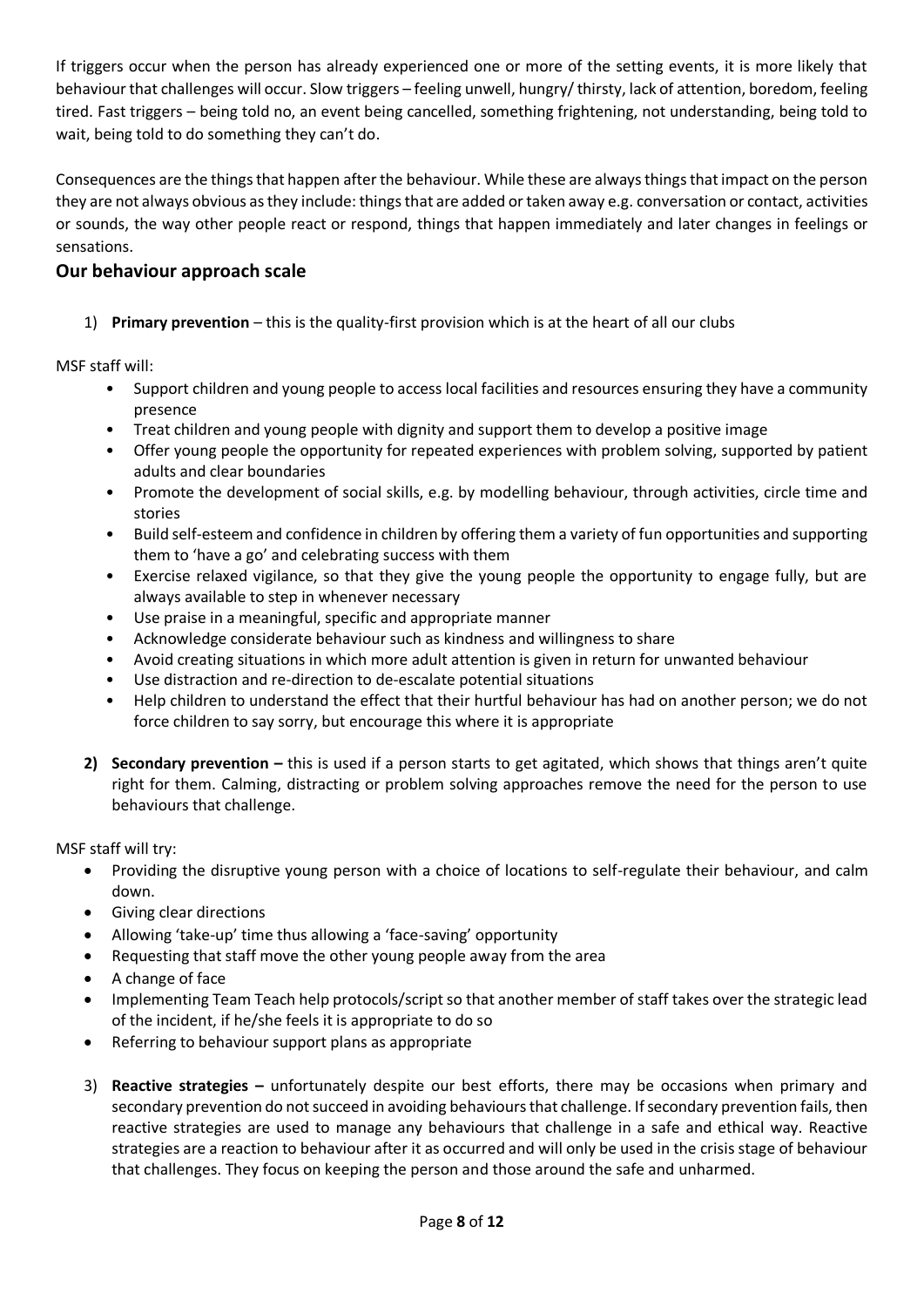If triggers occur when the person has already experienced one or more of the setting events, it is more likely that behaviour that challenges will occur. Slow triggers – feeling unwell, hungry/ thirsty, lack of attention, boredom, feeling tired. Fast triggers – being told no, an event being cancelled, something frightening, not understanding, being told to wait, being told to do something they can't do.

Consequences are the things that happen after the behaviour. While these are always things that impact on the person they are not always obvious as they include: things that are added or taken away e.g. conversation or contact, activities or sounds, the way other people react or respond, things that happen immediately and later changes in feelings or sensations.

## Our behaviour approach scale

1) **Primary prevention** – this is the quality-first provision which is at the heart of all our clubs

MSF staff will:

- Support children and young people to access local facilities and resources ensuring they have a community presence
- Treat children and young people with dignity and support them to develop a positive image
- Offer young people the opportunity for repeated experiences with problem solving, supported by patient adults and clear boundaries
- Promote the development of social skills, e.g. by modelling behaviour, through activities, circle time and stories
- Build self-esteem and confidence in children by offering them a variety of fun opportunities and supporting them to 'have a go' and celebrating success with them
- Exercise relaxed vigilance, so that they give the young people the opportunity to engage fully, but are always available to step in whenever necessary
- Use praise in a meaningful, specific and appropriate manner
- Acknowledge considerate behaviour such as kindness and willingness to share
- Avoid creating situations in which more adult attention is given in return for unwanted behaviour
- Use distraction and re-direction to de-escalate potential situations
- Help children to understand the effect that their hurtful behaviour has had on another person; we do not force children to say sorry, but encourage this where it is appropriate

2) **Secondary prevention –** this is used if a person starts to get agitated, which shows that things aren't quite right for them. Calming, distracting or problem solving approaches remove the need for the person to use behaviours that challenge.

MSF staff will try:

- Providing the disruptive young person with a choice of locations to self-regulate their behaviour, and calm down.
- Giving clear directions
- Allowing 'take-up' time thus allowing a 'face-saving' opportunity
- Requesting that staff move the other young people away from the area
- A change of face
- Implementing Team Teach help protocols/script so that another member of staff takes over the strategic lead of the incident, if he/she feels it is appropriate to do so
- Referring to behaviour support plans as appropriate

3) **Reactive strategies –** unfortunately despite our best efforts, there may be occasions when primary and secondary prevention do not succeed in avoiding behaviours that challenge. If secondary prevention fails, then reactive strategies are used to manage any behaviours that challenge in a safe and ethical way. Reactive strategies are a reaction to behaviour after it as occurred and will only be used in the crisis stage of behaviour that challenges. They focus on keeping the person and those around the safe and unharmed.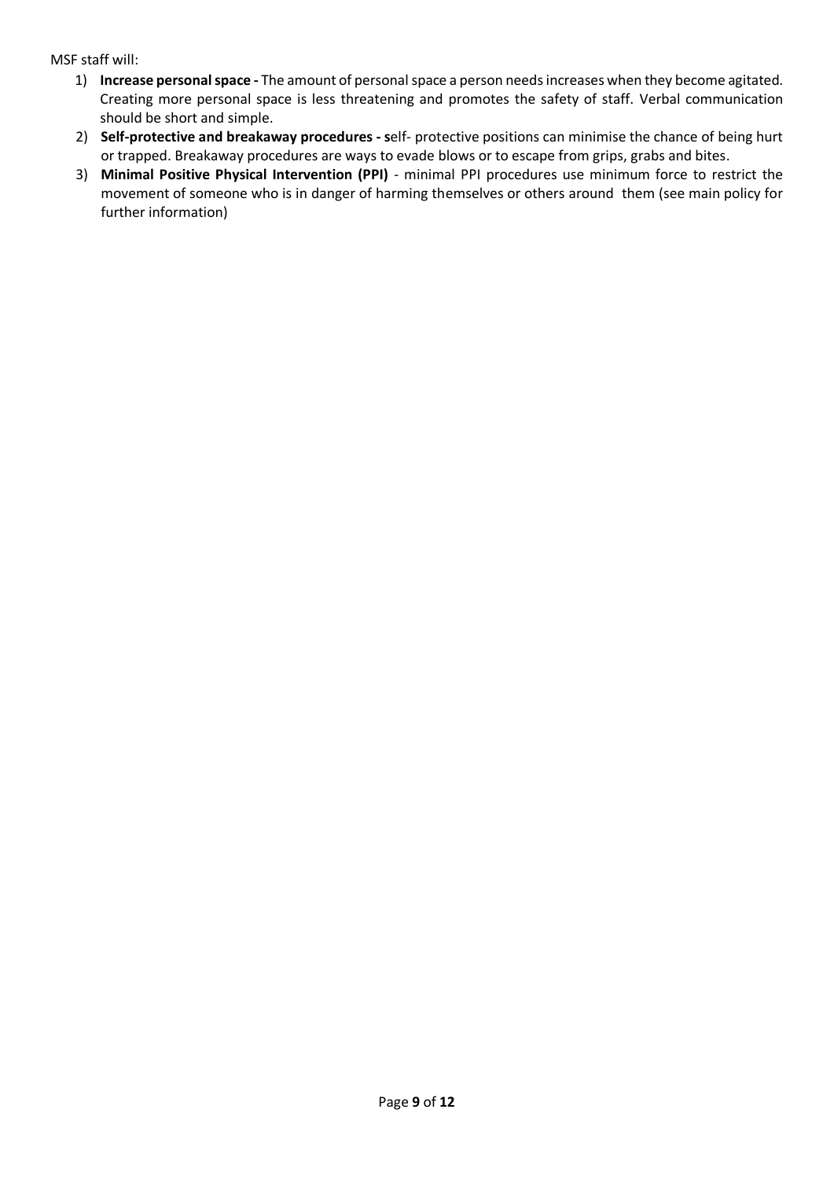MSF staff will:

1) **Increase personal space -** The amount of personal space a person needs increases when they become agitated. Creating more personal space is less threatening and promotes the safety of staff. Verbal communication should be short and simple.
2) **Self-protective and breakaway procedures - s**elf- protective positions can minimise the chance of being hurt or trapped. Breakaway procedures are ways to evade blows or to escape from grips, grabs and bites.
3) **Minimal Positive Physical Intervention (PPI)** - minimal PPI procedures use minimum force to restrict the movement of someone who is in danger of harming themselves or others around them (see main policy for further information)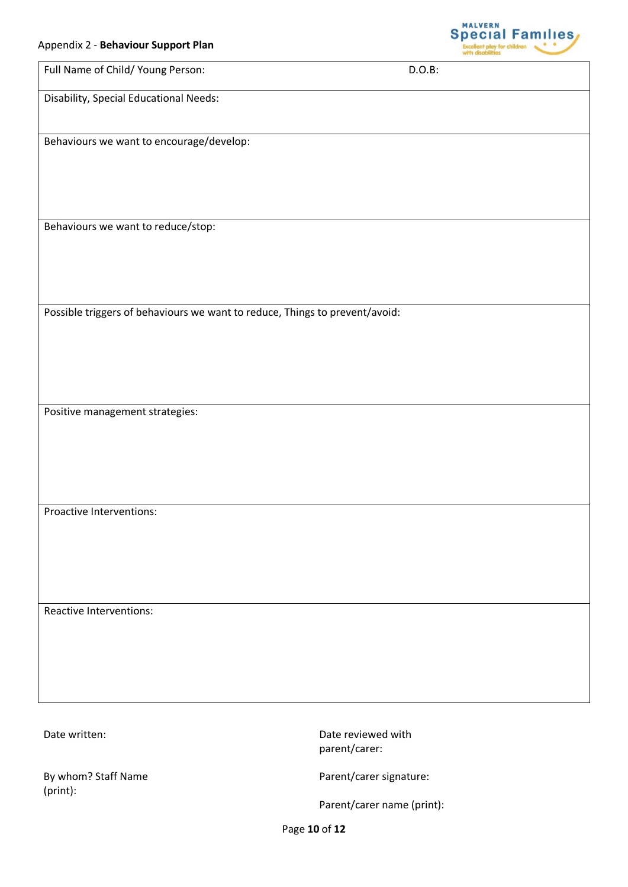Appendix 2 - **Behaviour Support Plan**

| Full Name of Child/ Young Person: | D.O.B: |
|---|---|
| Disability, Special Educational Needs: | |
| Behaviours we want to encourage/develop: | |
| Behaviours we want to reduce/stop: | |
| Possible triggers of behaviours we want to reduce, Things to prevent/avoid: | |
| Positive management strategies: | |
| Proactive Interventions: | |
| Reactive Interventions: | |

Date written:

By whom? Staff Name (print):

Date reviewed with parent/carer:

Parent/carer signature:

Parent/carer name (print):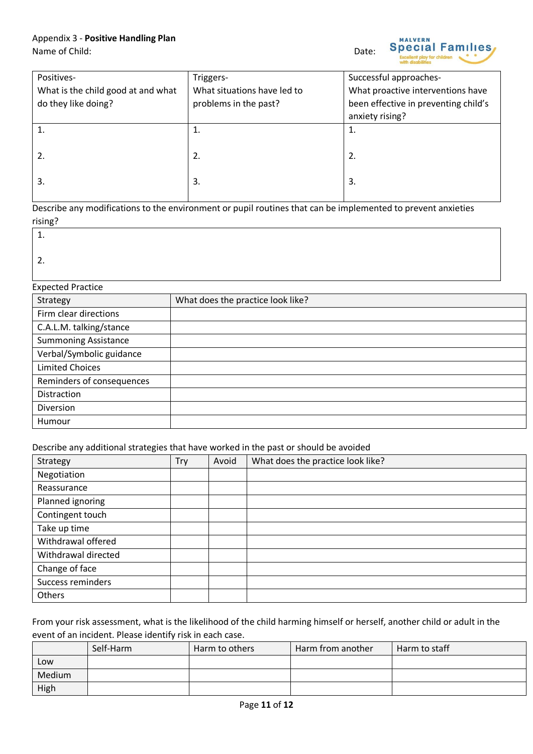Appendix 3 - **Positive Handling Plan**

Name of Child: Date:

| Positives- What is the child good at and what do they like doing? | Triggers- What situations have led to problems in the past? | Successful approaches- What proactive interventions have been effective in preventing child's anxiety rising? |
|---|---|---|
| 1. | 1. | 1. |
| 2. | 2. | 2. |
| 3. | 3. | 3. |

Describe any modifications to the environment or pupil routines that can be implemented to prevent anxieties rising?

| |
|---|
| 1. |
| 2. |

Expected Practice

| Strategy | What does the practice look like? |
|---|---|
| Firm clear directions | |
| C.A.L.M. talking/stance | |
| Summoning Assistance | |
| Verbal/Symbolic guidance | |
| Limited Choices | |
| Reminders of consequences | |
| Distraction | |
| Diversion | |
| Humour | |

Describe any additional strategies that have worked in the past or should be avoided

| Strategy | Try | Avoid | What does the practice look like? |
|---|---|---|---|
| Negotiation | | | |
| Reassurance | | | |
| Planned ignoring | | | |
| Contingent touch | | | |
| Take up time | | | |
| Withdrawal offered | | | |
| Withdrawal directed | | | |
| Change of face | | | |
| Success reminders | | | |
| Others | | | |

From your risk assessment, what is the likelihood of the child harming himself or herself, another child or adult in the event of an incident. Please identify risk in each case.

| | Self-Harm | Harm to others | Harm from another | Harm to staff |
|---|---|---|---|---|
| Low | | | | |
| Medium | | | | |
| High | | | | |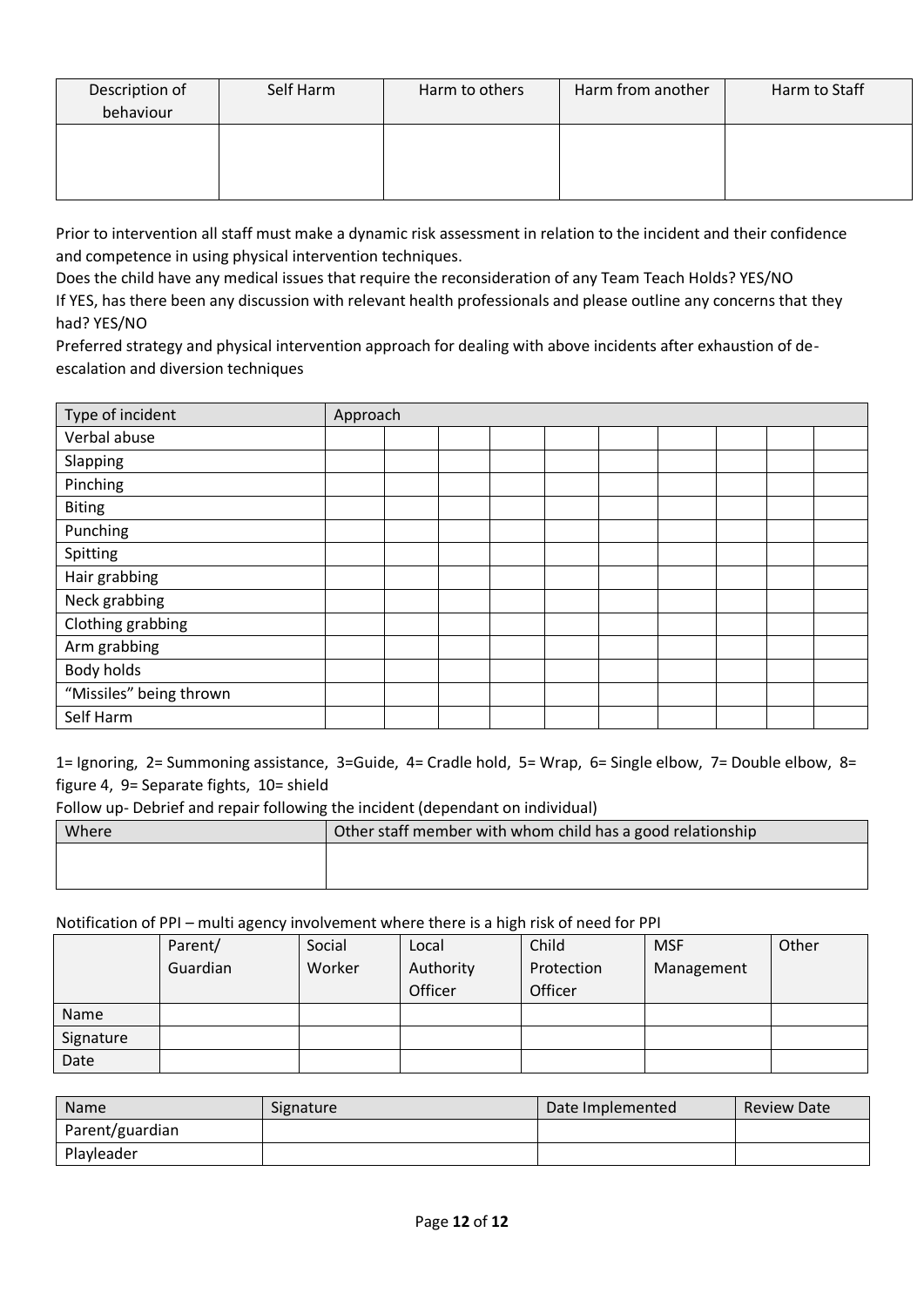| Description of behaviour | Self Harm | Harm to others | Harm from another | Harm to Staff |
| --- | --- | --- | --- | --- |
| | | | | |

Prior to intervention all staff must make a dynamic risk assessment in relation to the incident and their confidence and competence in using physical intervention techniques.

Does the child have any medical issues that require the reconsideration of any Team Teach Holds? YES/NO

If YES, has there been any discussion with relevant health professionals and please outline any concerns that they had? YES/NO

Preferred strategy and physical intervention approach for dealing with above incidents after exhaustion of de-escalation and diversion techniques

| Type of incident | Approach | | | | | | | | | |
| --- | --- | --- | --- | --- | --- | --- | --- | --- | --- | --- |
| Verbal abuse | | | | | | | | | | |
| Slapping | | | | | | | | | | |
| Pinching | | | | | | | | | | |
| Biting | | | | | | | | | | |
| Punching | | | | | | | | | | |
| Spitting | | | | | | | | | | |
| Hair grabbing | | | | | | | | | | |
| Neck grabbing | | | | | | | | | | |
| Clothing grabbing | | | | | | | | | | |
| Arm grabbing | | | | | | | | | | |
| Body holds | | | | | | | | | | |
| "Missiles" being thrown | | | | | | | | | | |
| Self Harm | | | | | | | | | | |

1= Ignoring, 2= Summoning assistance, 3=Guide, 4= Cradle hold, 5= Wrap, 6= Single elbow, 7= Double elbow, 8= figure 4, 9= Separate fights, 10= shield

Follow up- Debrief and repair following the incident (dependant on individual)

| Where | Other staff member with whom child has a good relationship |
| --- | --- |
| | |

Notification of PPI – multi agency involvement where there is a high risk of need for PPI

| | Parent/ Guardian | Social Worker | Local Authority Officer | Child Protection Officer | MSF Management | Other |
| --- | --- | --- | --- | --- | --- | --- |
| Name | | | | | | |
| Signature | | | | | | |
| Date | | | | | | |

| Name | Signature | Date Implemented | Review Date |
| --- | --- | --- | --- |
| Parent/guardian | | | |
| Playleader | | | |